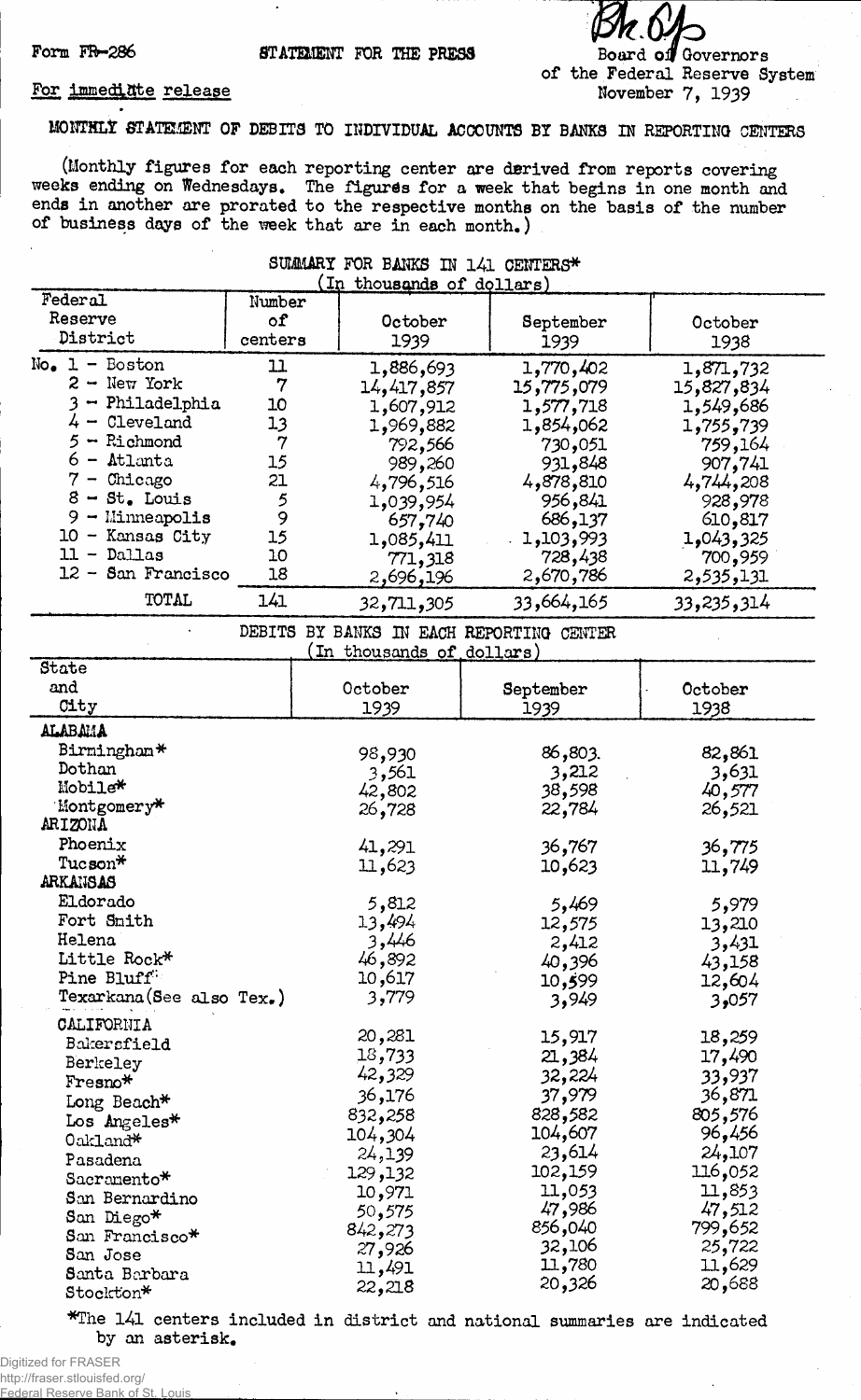Form FR-286 STATEMENT FOR THE PRESS

Board of Governors of the Federal Reserve System
November 7, 1939

For immediate release

# MONTHLY STATEMENT OF DEBITS TO INDIVIDUAL ACCOUNTS BY BANKS IN REPORTING CENTERS

(Monthly figures for each reporting center are derived from reports covering weeks ending on Wednesdays. The figures for a week that begins in one month and ends in another are prorated to the respective months on the basis of the number of business days of the week that are in each month.)

## SUMMARY FOR BANKS IN 141 CENTERS*
(In thousands of dollars)

| Federal Reserve District | Number of centers | October 1939 | September 1939 | October 1938 |
|---|---|---|---|---|
| No. 1 - Boston | 11 | 1,886,693 | 1,770,402 | 1,871,732 |
| 2 - New York | 7 | 14,417,857 | 15,775,079 | 15,827,834 |
| 3 - Philadelphia | 10 | 1,607,912 | 1,577,718 | 1,549,686 |
| 4 - Cleveland | 13 | 1,969,882 | 1,854,062 | 1,755,739 |
| 5 - Richmond | 7 | 792,566 | 730,051 | 759,164 |
| 6 - Atlanta | 15 | 989,260 | 931,848 | 907,741 |
| 7 - Chicago | 21 | 4,796,516 | 4,878,810 | 4,744,208 |
| 8 - St. Louis | 5 | 1,039,954 | 956,841 | 928,978 |
| 9 - Minneapolis | 9 | 657,740 | 686,137 | 610,817 |
| 10 - Kansas City | 15 | 1,085,411 | 1,103,993 | 1,043,325 |
| 11 - Dallas | 10 | 771,318 | 728,438 | 700,959 |
| 12 - San Francisco | 18 | 2,696,196 | 2,670,786 | 2,535,131 |
| TOTAL | 141 | 32,711,305 | 33,664,165 | 33,235,314 |

## DEBITS BY BANKS IN EACH REPORTING CENTER
(In thousands of dollars)

| State and City | October 1939 | September 1939 | October 1938 |
|---|---|---|---|
| **ALABAMA** | | | |
| Birmingham* | 98,930 | 86,803 | 82,861 |
| Dothan | 3,561 | 3,212 | 3,631 |
| Mobile* | 42,802 | 38,598 | 40,577 |
| Montgomery* | 26,728 | 22,784 | 26,521 |
| **ARIZONA** | | | |
| Phoenix | 41,291 | 36,767 | 36,775 |
| Tucson* | 11,623 | 10,623 | 11,749 |
| **ARKANSAS** | | | |
| Eldorado | 5,812 | 5,469 | 5,979 |
| Fort Smith | 13,494 | 12,575 | 13,210 |
| Helena | 3,446 | 2,412 | 3,431 |
| Little Rock* | 46,892 | 40,396 | 43,158 |
| Pine Bluff | 10,617 | 10,599 | 12,604 |
| Texarkana(See also Tex.) | 3,779 | 3,949 | 3,057 |
| **CALIFORNIA** | | | |
| Bakersfield | 20,281 | 15,917 | 18,259 |
| Berkeley | 18,733 | 21,384 | 17,490 |
| Fresno* | 42,329 | 32,224 | 33,937 |
| Long Beach* | 36,176 | 37,979 | 36,871 |
| Los Angeles* | 832,258 | 828,582 | 805,576 |
| Oakland* | 104,304 | 104,607 | 96,456 |
| Pasadena | 24,139 | 23,614 | 24,107 |
| Sacramento* | 129,132 | 102,159 | 116,052 |
| San Bernardino | 10,971 | 11,053 | 11,853 |
| San Diego* | 50,575 | 47,986 | 47,512 |
| San Francisco* | 842,273 | 856,040 | 799,652 |
| San Jose | 27,926 | 32,106 | 25,722 |
| Santa Barbara | 11,491 | 11,780 | 11,629 |
| Stockton* | 22,218 | 20,326 | 20,688 |

*The 141 centers included in district and national summaries are indicated by an asterisk.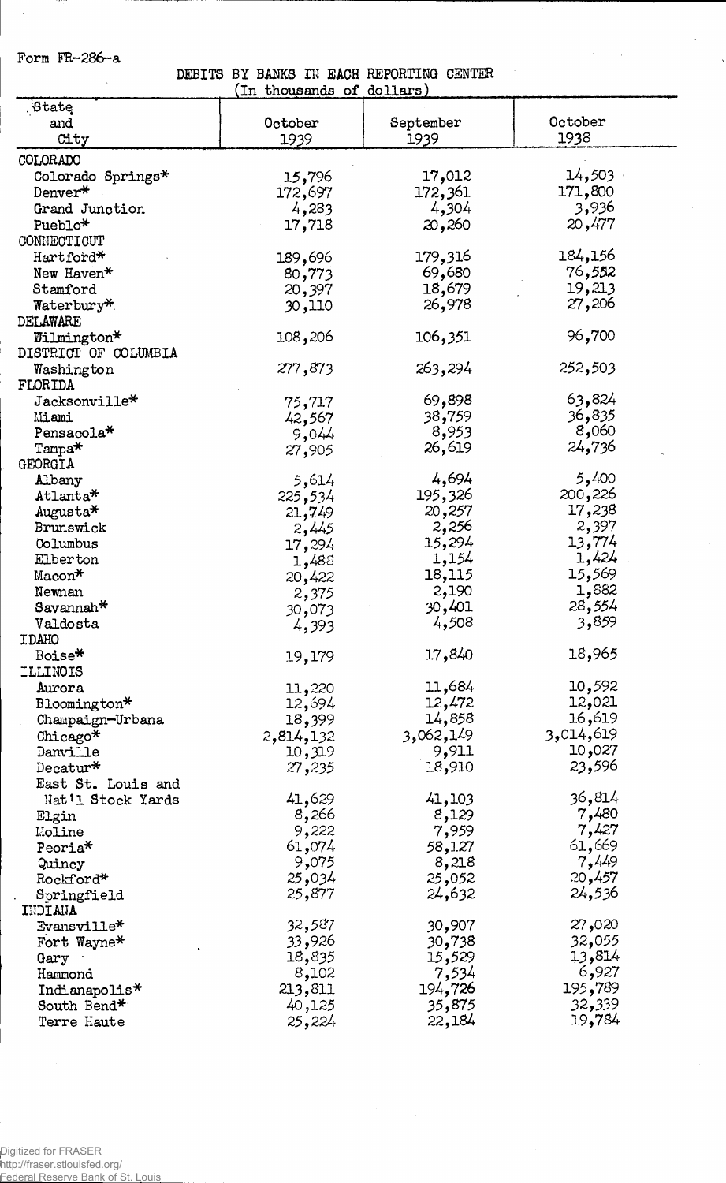Form FR-286-a

DEBITS BY BANKS IN EACH REPORTING CENTER
(In thousands of dollars)

| State and City | October 1939 | September 1939 | October 1938 |
|---|---|---|---|
| COLORADO | | | |
| Colorado Springs* | 15,796 | 17,012 | 14,503 |
| Denver* | 172,697 | 172,361 | 171,800 |
| Grand Junction | 4,283 | 4,304 | 3,936 |
| Pueblo* | 17,718 | 20,260 | 20,477 |
| CONNECTICUT | | | |
| Hartford* | 189,696 | 179,316 | 184,156 |
| New Haven* | 80,773 | 69,680 | 76,552 |
| Stamford | 20,397 | 18,679 | 19,213 |
| Waterbury* | 30,110 | 26,978 | 27,206 |
| DELAWARE | | | |
| Wilmington* | 108,206 | 106,351 | 96,700 |
| DISTRICT OF COLUMBIA | | | |
| Washington | 277,873 | 263,294 | 252,503 |
| FLORIDA | | | |
| Jacksonville* | 75,717 | 69,898 | 63,824 |
| Miami | 42,567 | 38,759 | 36,835 |
| Pensacola* | 9,044 | 8,953 | 8,060 |
| Tampa* | 27,905 | 26,619 | 24,736 |
| GEORGIA | | | |
| Albany | 5,614 | 4,694 | 5,400 |
| Atlanta* | 225,534 | 195,326 | 200,226 |
| Augusta* | 21,749 | 20,257 | 17,238 |
| Brunswick | 2,445 | 2,256 | 2,397 |
| Columbus | 17,294 | 15,294 | 13,774 |
| Elberton | 1,488 | 1,154 | 1,424 |
| Macon* | 20,422 | 18,115 | 15,569 |
| Newnan | 2,375 | 2,190 | 1,882 |
| Savannah* | 30,073 | 30,401 | 28,554 |
| Valdosta | 4,393 | 4,508 | 3,859 |
| IDAHO | | | |
| Boise* | 19,179 | 17,840 | 18,965 |
| ILLINOIS | | | |
| Aurora | 11,220 | 11,684 | 10,592 |
| Bloomington* | 12,694 | 12,472 | 12,021 |
| Champaign-Urbana | 18,399 | 14,858 | 16,619 |
| Chicago* | 2,814,132 | 3,062,149 | 3,014,619 |
| Danville | 10,319 | 9,911 | 10,027 |
| Decatur* | 27,235 | 18,910 | 23,596 |
| East St. Louis and Nat'l Stock Yards | 41,629 | 41,103 | 36,814 |
| Elgin | 8,266 | 8,129 | 7,480 |
| Moline | 9,222 | 7,959 | 7,427 |
| Peoria* | 61,074 | 58,127 | 61,669 |
| Quincy | 9,075 | 8,218 | 7,449 |
| Rockford* | 25,034 | 25,052 | 20,457 |
| Springfield | 25,877 | 24,632 | 24,536 |
| INDIANA | | | |
| Evansville* | 32,587 | 30,907 | 27,020 |
| Fort Wayne* | 33,926 | 30,738 | 32,055 |
| Gary | 18,835 | 15,529 | 13,814 |
| Hammond | 8,102 | 7,534 | 6,927 |
| Indianapolis* | 213,811 | 194,726 | 195,789 |
| South Bend* | 40,125 | 35,875 | 32,339 |
| Terre Haute | 25,224 | 22,184 | 19,784 |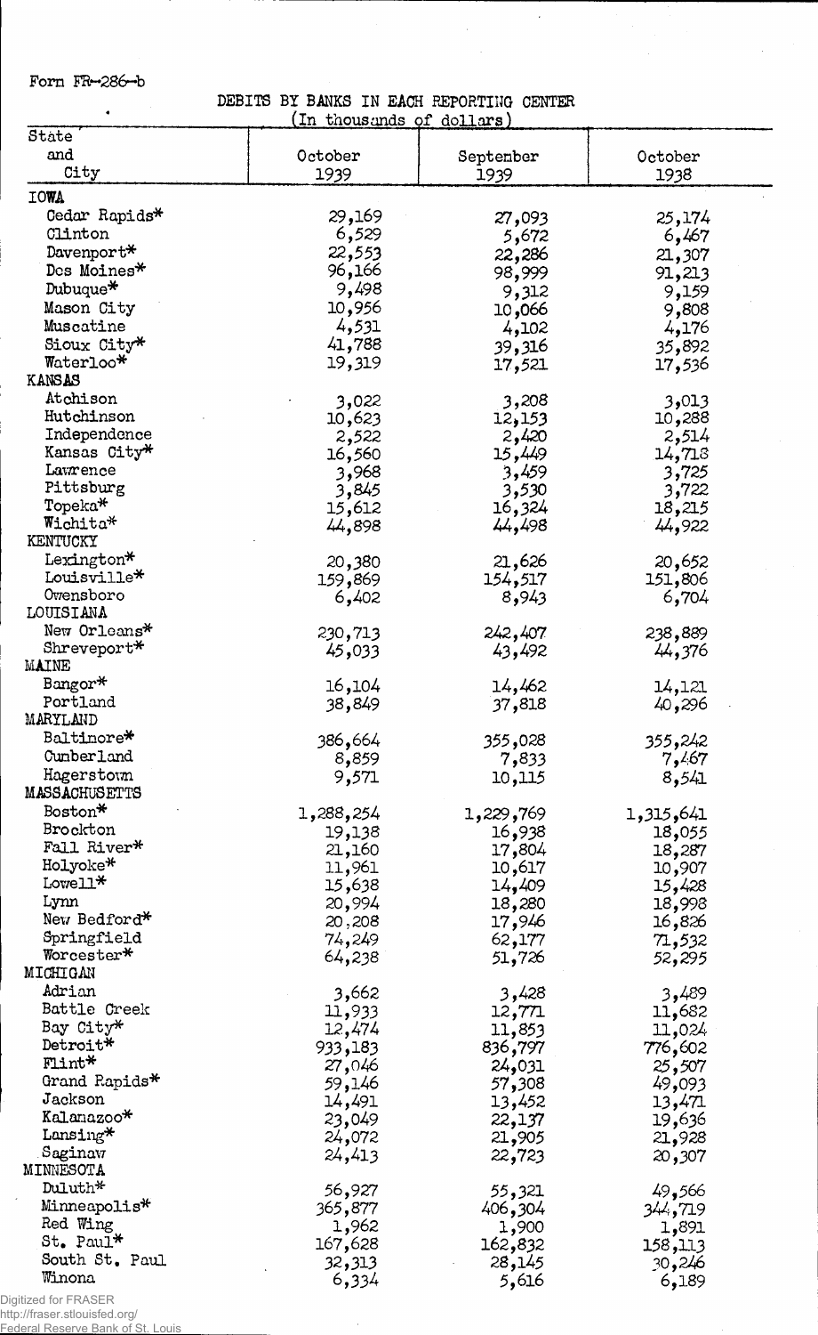Form FR-286-b

DEBITS BY BANKS IN EACH REPORTING CENTER
(In thousands of dollars)

| State and City | October 1939 | September 1939 | October 1938 |
|---|---|---|---|
| IOWA | | | |
| Cedar Rapids* | 29,169 | 27,093 | 25,174 |
| Clinton | 6,529 | 5,672 | 6,467 |
| Davenport* | 22,553 | 22,286 | 21,307 |
| Des Moines* | 96,166 | 98,999 | 91,213 |
| Dubuque* | 9,498 | 9,312 | 9,159 |
| Mason City | 10,956 | 10,066 | 9,808 |
| Muscatine | 4,531 | 4,102 | 4,176 |
| Sioux City* | 41,788 | 39,316 | 35,892 |
| Waterloo* | 19,319 | 17,521 | 17,536 |
| KANSAS | | | |
| Atchison | 3,022 | 3,208 | 3,013 |
| Hutchinson | 10,623 | 12,153 | 10,288 |
| Independence | 2,522 | 2,420 | 2,514 |
| Kansas City* | 16,560 | 15,449 | 14,718 |
| Lawrence | 3,968 | 3,459 | 3,725 |
| Pittsburg | 3,845 | 3,530 | 3,722 |
| Topeka* | 15,612 | 16,324 | 18,215 |
| Wichita* | 44,898 | 44,498 | 44,922 |
| KENTUCKY | | | |
| Lexington* | 20,380 | 21,626 | 20,652 |
| Louisville* | 159,869 | 154,517 | 151,806 |
| Owensboro | 6,402 | 8,943 | 6,704 |
| LOUISIANA | | | |
| New Orleans* | 230,713 | 242,407 | 238,889 |
| Shreveport* | 45,033 | 43,492 | 44,376 |
| MAINE | | | |
| Bangor* | 16,104 | 14,462 | 14,121 |
| Portland | 38,849 | 37,818 | 40,296 |
| MARYLAND | | | |
| Baltimore* | 386,664 | 355,028 | 355,242 |
| Cumberland | 8,859 | 7,833 | 7,467 |
| Hagerstown | 9,571 | 10,115 | 8,541 |
| MASSACHUSETTS | | | |
| Boston* | 1,288,254 | 1,229,769 | 1,315,641 |
| Brockton | 19,138 | 16,938 | 18,055 |
| Fall River* | 21,160 | 17,804 | 18,287 |
| Holyoke* | 11,961 | 10,617 | 10,907 |
| Lowell* | 15,638 | 14,409 | 15,428 |
| Lynn | 20,994 | 18,280 | 18,998 |
| New Bedford* | 20,208 | 17,946 | 16,826 |
| Springfield | 74,249 | 62,177 | 71,532 |
| Worcester* | 64,238 | 51,726 | 52,295 |
| MICHIGAN | | | |
| Adrian | 3,662 | 3,428 | 3,489 |
| Battle Creek | 11,933 | 12,771 | 11,682 |
| Bay City* | 12,474 | 11,853 | 11,024 |
| Detroit* | 933,183 | 836,797 | 776,602 |
| Flint* | 27,046 | 24,031 | 25,507 |
| Grand Rapids* | 59,146 | 57,308 | 49,093 |
| Jackson | 14,491 | 13,452 | 13,471 |
| Kalamazoo* | 23,049 | 22,137 | 19,636 |
| Lansing* | 24,072 | 21,905 | 21,928 |
| Saginaw | 24,413 | 22,723 | 20,307 |
| MINNESOTA | | | |
| Duluth* | 56,927 | 55,321 | 49,566 |
| Minneapolis* | 365,877 | 406,304 | 344,719 |
| Red Wing | 1,962 | 1,900 | 1,891 |
| St. Paul* | 167,628 | 162,832 | 158,113 |
| South St. Paul | 32,313 | 28,145 | 30,246 |
| Winona | 6,334 | 5,616 | 6,189 |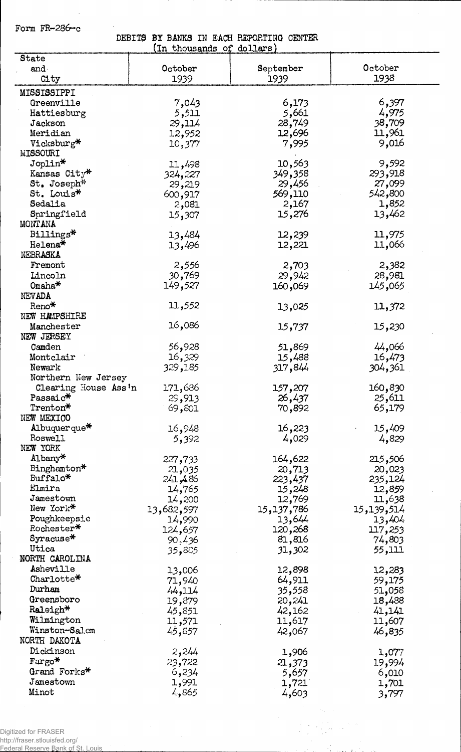Form FR-286-c

DEBITS BY BANKS IN EACH REPORTING CENTER
(In thousands of dollars)

| State and City | October 1939 | September 1939 | October 1938 |
|---|---|---|---|
| MISSISSIPPI | | | |
| Greenville | 7,043 | 6,173 | 6,397 |
| Hattiesburg | 5,511 | 5,661 | 4,975 |
| Jackson | 29,114 | 28,749 | 38,709 |
| Meridian | 12,952 | 12,696 | 11,961 |
| Vicksburg* | 10,377 | 7,995 | 9,016 |
| MISSOURI | | | |
| Joplin* | 11,498 | 10,563 | 9,592 |
| Kansas City* | 324,227 | 349,358 | 293,918 |
| St. Joseph* | 29,219 | 29,456 | 27,099 |
| St. Louis* | 600,917 | 569,110 | 542,800 |
| Sedalia | 2,081 | 2,167 | 1,852 |
| Springfield | 15,307 | 15,276 | 13,462 |
| MONTANA | | | |
| Billings* | 13,484 | 12,239 | 11,975 |
| Helena* | 13,496 | 12,221 | 11,066 |
| NEBRASKA | | | |
| Fremont | 2,556 | 2,703 | 2,382 |
| Lincoln | 30,769 | 29,942 | 28,981 |
| Omaha* | 149,527 | 160,069 | 145,065 |
| NEVADA | | | |
| Reno* | 11,552 | 13,025 | 11,372 |
| NEW HAMPSHIRE | | | |
| Manchester | 16,086 | 15,737 | 15,230 |
| NEW JERSEY | | | |
| Camden | 56,928 | 51,869 | 44,066 |
| Montclair | 16,329 | 15,488 | 16,473 |
| Newark | 329,185 | 317,844 | 304,361 |
| Northern New Jersey Clearing House Ass'n | 171,686 | 157,207 | 160,830 |
| Passaic* | 29,913 | 26,437 | 25,611 |
| Trenton* | 69,801 | 70,892 | 65,179 |
| NEW MEXICO | | | |
| Albuquerque* | 16,948 | 16,223 | 15,409 |
| Roswell | 5,392 | 4,029 | 4,829 |
| NEW YORK | | | |
| Albany* | 227,733 | 164,622 | 215,506 |
| Binghamton* | 21,035 | 20,713 | 20,023 |
| Buffalo* | 241,486 | 223,437 | 235,124 |
| Elmira | 14,765 | 15,248 | 12,859 |
| Jamestown | 14,200 | 12,769 | 11,638 |
| New York* | 13,682,597 | 15,137,786 | 15,139,514 |
| Poughkeepsie | 14,990 | 13,644 | 13,404 |
| Rochester* | 124,657 | 120,268 | 117,253 |
| Syracuse* | 90,436 | 81,816 | 74,803 |
| Utica | 35,885 | 31,302 | 55,111 |
| NORTH CAROLINA | | | |
| Asheville | 13,006 | 12,898 | 12,283 |
| Charlotte* | 71,940 | 64,911 | 59,175 |
| Durham | 44,114 | 35,558 | 51,058 |
| Greensboro | 19,879 | 20,241 | 18,488 |
| Raleigh* | 45,851 | 42,162 | 41,141 |
| Wilmington | 11,571 | 11,617 | 11,607 |
| Winston-Salem | 45,857 | 42,067 | 46,835 |
| NORTH DAKOTA | | | |
| Dickinson | 2,244 | 1,906 | 1,077 |
| Fargo* | 23,722 | 21,373 | 19,994 |
| Grand Forks* | 6,234 | 5,657 | 6,010 |
| Jamestown | 1,991 | 1,721 | 1,701 |
| Minot | 4,865 | 4,603 | 3,797 |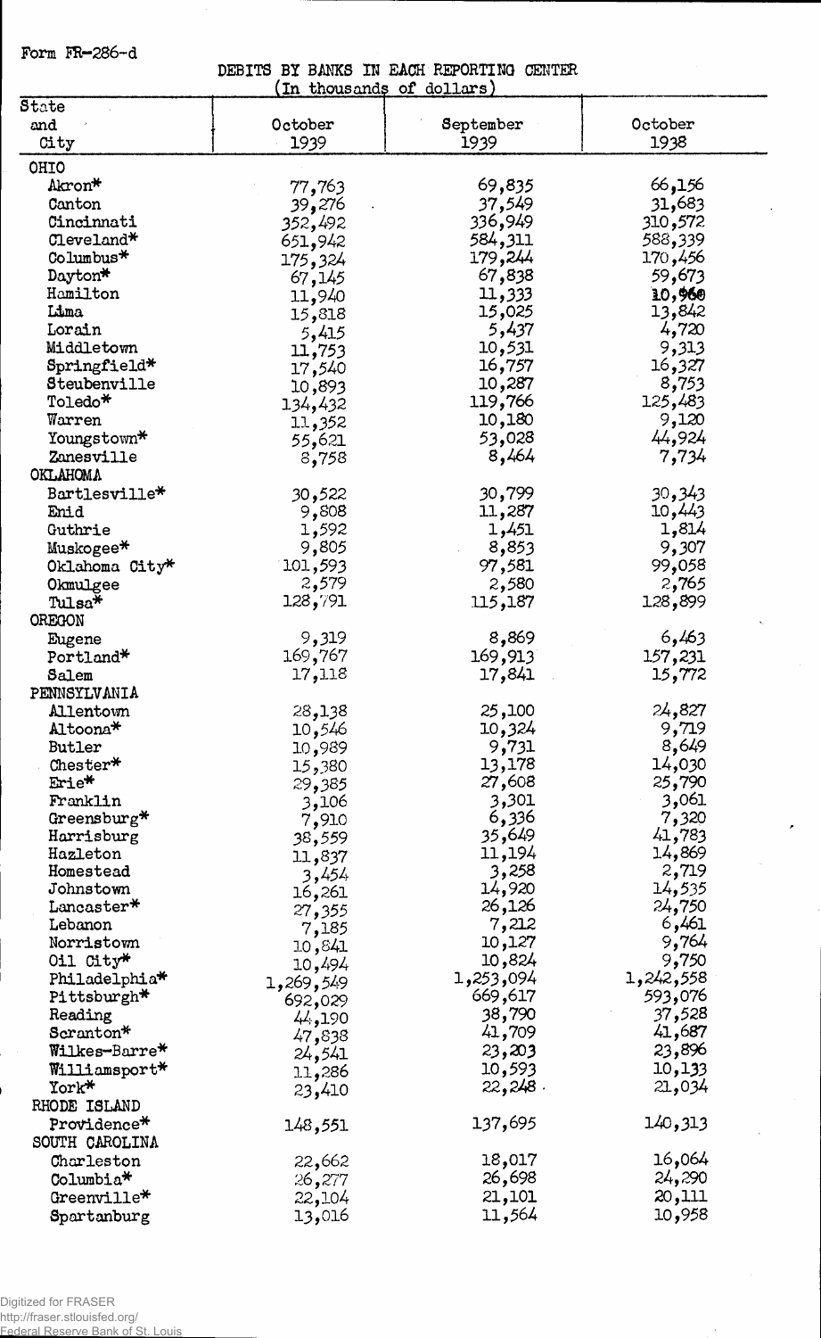Form FR-286-d

DEBITS BY BANKS IN EACH REPORTING CENTER
(In thousands of dollars)

| State and City | October 1939 | September 1939 | October 1938 |
|---|---|---|---|
| **OHIO** | | | |
| Akron* | 77,763 | 69,835 | 66,156 |
| Canton | 39,276 | 37,549 | 31,683 |
| Cincinnati | 352,492 | 336,949 | 310,572 |
| Cleveland* | 651,942 | 584,311 | 588,339 |
| Columbus* | 175,324 | 179,244 | 170,456 |
| Dayton* | 67,145 | 67,838 | 59,673 |
| Hamilton | 11,940 | 11,333 | 10,960 |
| Lima | 15,818 | 15,025 | 13,842 |
| Lorain | 5,415 | 5,437 | 4,720 |
| Middletown | 11,753 | 10,531 | 9,313 |
| Springfield* | 17,540 | 16,757 | 16,327 |
| Steubenville | 10,893 | 10,287 | 8,753 |
| Toledo* | 134,432 | 119,766 | 125,483 |
| Warren | 11,352 | 10,180 | 9,120 |
| Youngstown* | 55,621 | 53,028 | 44,924 |
| Zanesville | 8,758 | 8,464 | 7,734 |
| **OKLAHOMA** | | | |
| Bartlesville* | 30,522 | 30,799 | 30,343 |
| Enid | 9,808 | 11,287 | 10,443 |
| Guthrie | 1,592 | 1,451 | 1,814 |
| Muskogee* | 9,805 | 8,853 | 9,307 |
| Oklahoma City* | 101,593 | 97,581 | 99,058 |
| Okmulgee | 2,579 | 2,580 | 2,765 |
| Tulsa* | 128,791 | 115,187 | 128,899 |
| **OREGON** | | | |
| Eugene | 9,319 | 8,869 | 6,463 |
| Portland* | 169,767 | 169,913 | 157,231 |
| Salem | 17,118 | 17,841 | 15,772 |
| **PENNSYLVANIA** | | | |
| Allentown | 28,138 | 25,100 | 24,827 |
| Altoona* | 10,546 | 10,324 | 9,719 |
| Butler | 10,989 | 9,731 | 8,649 |
| Chester* | 15,380 | 13,178 | 14,030 |
| Erie* | 29,385 | 27,608 | 25,790 |
| Franklin | 3,106 | 3,301 | 3,061 |
| Greensburg* | 7,910 | 6,336 | 7,320 |
| Harrisburg | 38,559 | 35,649 | 41,783 |
| Hazleton | 11,837 | 11,194 | 14,869 |
| Homestead | 3,454 | 3,258 | 2,719 |
| Johnstown | 16,261 | 14,920 | 14,535 |
| Lancaster* | 27,355 | 26,126 | 24,750 |
| Lebanon | 7,185 | 7,212 | 6,461 |
| Norristown | 10,841 | 10,127 | 9,764 |
| Oil City* | 10,494 | 10,824 | 9,750 |
| Philadelphia* | 1,269,549 | 1,253,094 | 1,242,558 |
| Pittsburgh* | 692,029 | 669,617 | 593,076 |
| Reading | 44,190 | 38,790 | 37,528 |
| Scranton* | 47,838 | 41,709 | 41,687 |
| Wilkes-Barre* | 24,541 | 23,203 | 23,896 |
| Williamsport* | 11,286 | 10,593 | 10,133 |
| York* | 23,410 | 22,248 | 21,034 |
| **RHODE ISLAND** | | | |
| Providence* | 148,551 | 137,695 | 140,313 |
| **SOUTH CAROLINA** | | | |
| Charleston | 22,662 | 18,017 | 16,064 |
| Columbia* | 26,277 | 26,698 | 24,290 |
| Greenville* | 22,104 | 21,101 | 20,111 |
| Spartanburg | 13,016 | 11,564 | 10,958 |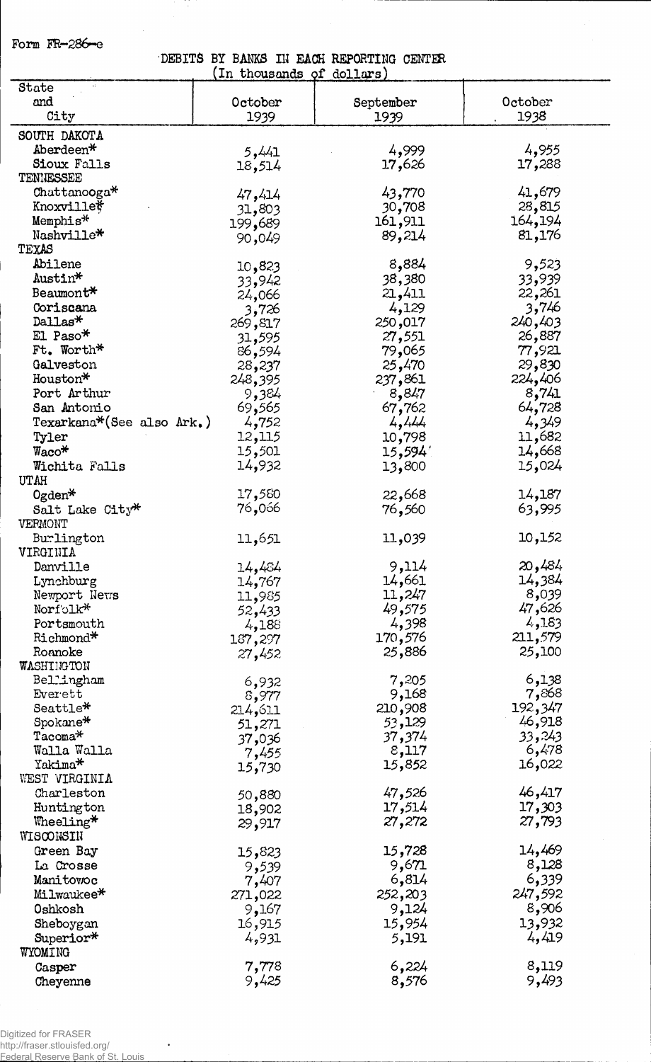Form FR-286-e

DEBITS BY BANKS IN EACH REPORTING CENTER
(In thousands of dollars)

| State and City | October 1939 | September 1939 | October 1938 |
|---|---|---|---|
| SOUTH DAKOTA | | | |
| Aberdeen* | 5,441 | 4,999 | 4,955 |
| Sioux Falls | 18,514 | 17,626 | 17,288 |
| TENNESSEE | | | |
| Chattanooga* | 47,414 | 43,770 | 41,679 |
| Knoxville* | 31,803 | 30,708 | 28,815 |
| Memphis* | 199,689 | 161,911 | 164,194 |
| Nashville* | 90,049 | 89,214 | 81,176 |
| TEXAS | | | |
| Abilene | 10,823 | 8,884 | 9,523 |
| Austin* | 33,942 | 38,380 | 33,939 |
| Beaumont* | 24,066 | 21,411 | 22,261 |
| Corsicana | 3,726 | 4,129 | 3,746 |
| Dallas* | 269,817 | 250,017 | 240,403 |
| El Paso* | 31,595 | 27,551 | 26,887 |
| Ft. Worth* | 86,594 | 79,065 | 77,921 |
| Galveston | 28,237 | 25,470 | 29,830 |
| Houston* | 248,395 | 237,861 | 224,406 |
| Port Arthur | 9,384 | 8,847 | 8,741 |
| San Antonio | 69,565 | 67,762 | 64,728 |
| Texarkana*(See also Ark.) | 4,752 | 4,444 | 4,349 |
| Tyler | 12,115 | 10,798 | 11,682 |
| Waco* | 15,501 | 15,594 | 14,668 |
| Wichita Falls | 14,932 | 13,800 | 15,024 |
| UTAH | | | |
| Ogden* | 17,580 | 22,668 | 14,187 |
| Salt Lake City* | 76,066 | 76,560 | 63,995 |
| VERMONT | | | |
| Burlington | 11,651 | 11,039 | 10,152 |
| VIRGINIA | | | |
| Danville | 14,484 | 9,114 | 20,484 |
| Lynchburg | 14,767 | 14,661 | 14,384 |
| Newport News | 11,985 | 11,247 | 8,039 |
| Norfolk* | 52,433 | 49,575 | 47,626 |
| Portsmouth | 4,188 | 4,398 | 4,183 |
| Richmond* | 187,297 | 170,576 | 211,579 |
| Roanoke | 27,452 | 25,886 | 25,100 |
| WASHINGTON | | | |
| Bellingham | 6,932 | 7,205 | 6,138 |
| Everett | 8,977 | 9,168 | 7,868 |
| Seattle* | 214,611 | 210,908 | 192,347 |
| Spokane* | 51,271 | 53,129 | 46,918 |
| Tacoma* | 37,036 | 37,374 | 33,243 |
| Walla Walla | 7,455 | 8,117 | 6,478 |
| Yakima* | 15,730 | 15,852 | 16,022 |
| WEST VIRGINIA | | | |
| Charleston | 50,880 | 47,526 | 46,417 |
| Huntington | 18,902 | 17,514 | 17,303 |
| Wheeling* | 29,917 | 27,272 | 27,793 |
| WISCONSIN | | | |
| Green Bay | 15,823 | 15,728 | 14,469 |
| La Crosse | 9,539 | 9,671 | 8,128 |
| Manitowoc | 7,407 | 6,814 | 6,339 |
| Milwaukee* | 271,022 | 252,203 | 247,592 |
| Oshkosh | 9,167 | 9,124 | 8,906 |
| Sheboygan | 16,915 | 15,954 | 13,932 |
| Superior* | 4,931 | 5,191 | 4,419 |
| WYOMING | | | |
| Casper | 7,778 | 6,224 | 8,119 |
| Cheyenne | 9,425 | 8,576 | 9,493 |